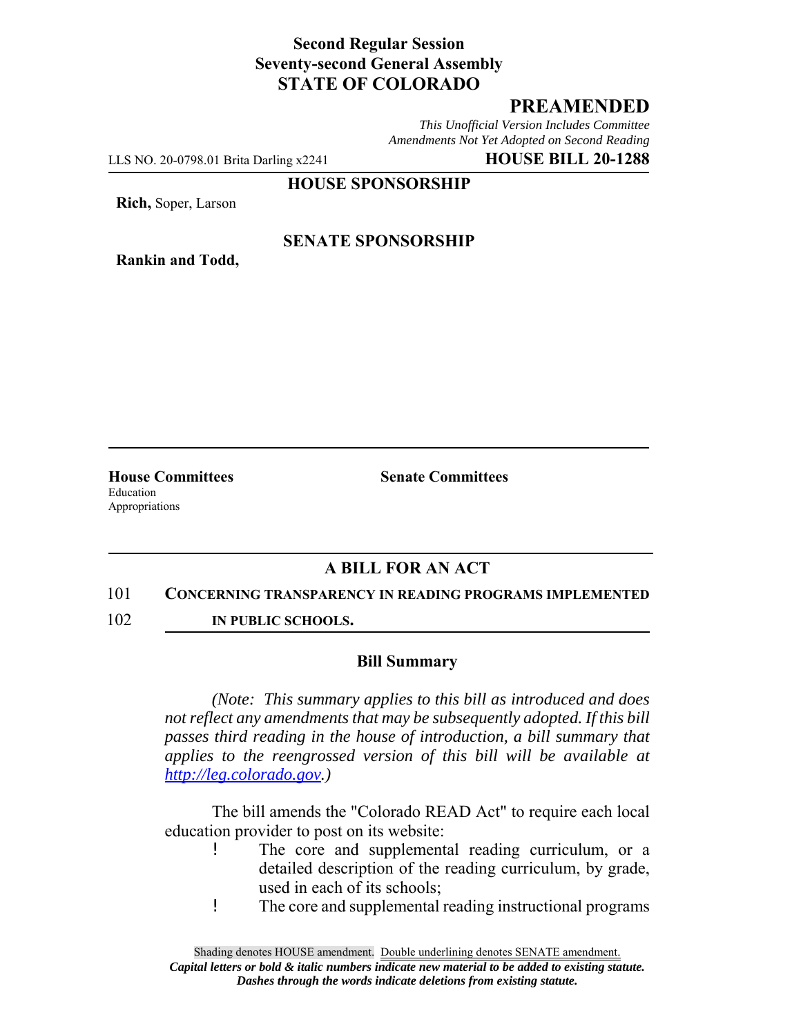**Second Regular Session**
**Seventy-second General Assembly**
**STATE OF COLORADO**

## PREAMENDED

*This Unofficial Version Includes Committee Amendments Not Yet Adopted on Second Reading*

LLS NO. 20-0798.01 Brita Darling x2241 **HOUSE BILL 20-1288**

**HOUSE SPONSORSHIP**

**Rich,** Soper, Larson

**SENATE SPONSORSHIP**

**Rankin and Todd,**

**House Committees**
Education
Appropriations

**Senate Committees**

## A BILL FOR AN ACT

101 **CONCERNING TRANSPARENCY IN READING PROGRAMS IMPLEMENTED**
102 **IN PUBLIC SCHOOLS.**

### Bill Summary

*(Note: This summary applies to this bill as introduced and does not reflect any amendments that may be subsequently adopted. If this bill passes third reading in the house of introduction, a bill summary that applies to the reengrossed version of this bill will be available at http://leg.colorado.gov.)*

The bill amends the "Colorado READ Act" to require each local education provider to post on its website:

- The core and supplemental reading curriculum, or a detailed description of the reading curriculum, by grade, used in each of its schools;
- The core and supplemental reading instructional programs

Shading denotes HOUSE amendment. Double underlining denotes SENATE amendment.
*Capital letters or bold & italic numbers indicate new material to be added to existing statute.*
*Dashes through the words indicate deletions from existing statute.*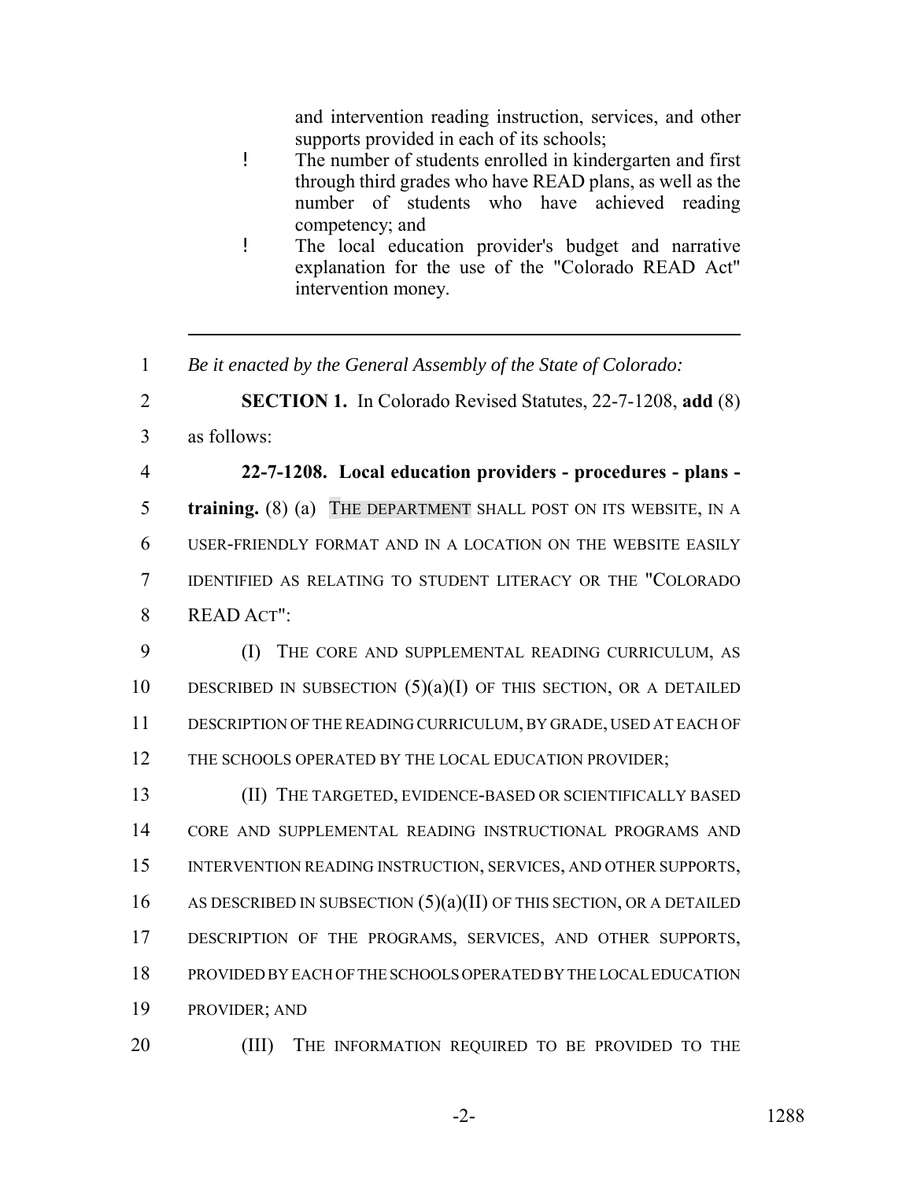and intervention reading instruction, services, and other supports provided in each of its schools;

- The number of students enrolled in kindergarten and first through third grades who have READ plans, as well as the number of students who have achieved reading competency; and
- The local education provider's budget and narrative explanation for the use of the "Colorado READ Act" intervention money.

---

*Be it enacted by the General Assembly of the State of Colorado:*

**SECTION 1.** In Colorado Revised Statutes, 22-7-1208, **add** (8) as follows:

**22-7-1208. Local education providers - procedures - plans - training.** (8) (a) THE DEPARTMENT SHALL POST ON ITS WEBSITE, IN A USER-FRIENDLY FORMAT AND IN A LOCATION ON THE WEBSITE EASILY IDENTIFIED AS RELATING TO STUDENT LITERACY OR THE "COLORADO READ ACT":

(I) THE CORE AND SUPPLEMENTAL READING CURRICULUM, AS DESCRIBED IN SUBSECTION (5)(a)(I) OF THIS SECTION, OR A DETAILED DESCRIPTION OF THE READING CURRICULUM, BY GRADE, USED AT EACH OF THE SCHOOLS OPERATED BY THE LOCAL EDUCATION PROVIDER;

(II) THE TARGETED, EVIDENCE-BASED OR SCIENTIFICALLY BASED CORE AND SUPPLEMENTAL READING INSTRUCTIONAL PROGRAMS AND INTERVENTION READING INSTRUCTION, SERVICES, AND OTHER SUPPORTS, AS DESCRIBED IN SUBSECTION (5)(a)(II) OF THIS SECTION, OR A DETAILED DESCRIPTION OF THE PROGRAMS, SERVICES, AND OTHER SUPPORTS, PROVIDED BY EACH OF THE SCHOOLS OPERATED BY THE LOCAL EDUCATION PROVIDER; AND

(III) THE INFORMATION REQUIRED TO BE PROVIDED TO THE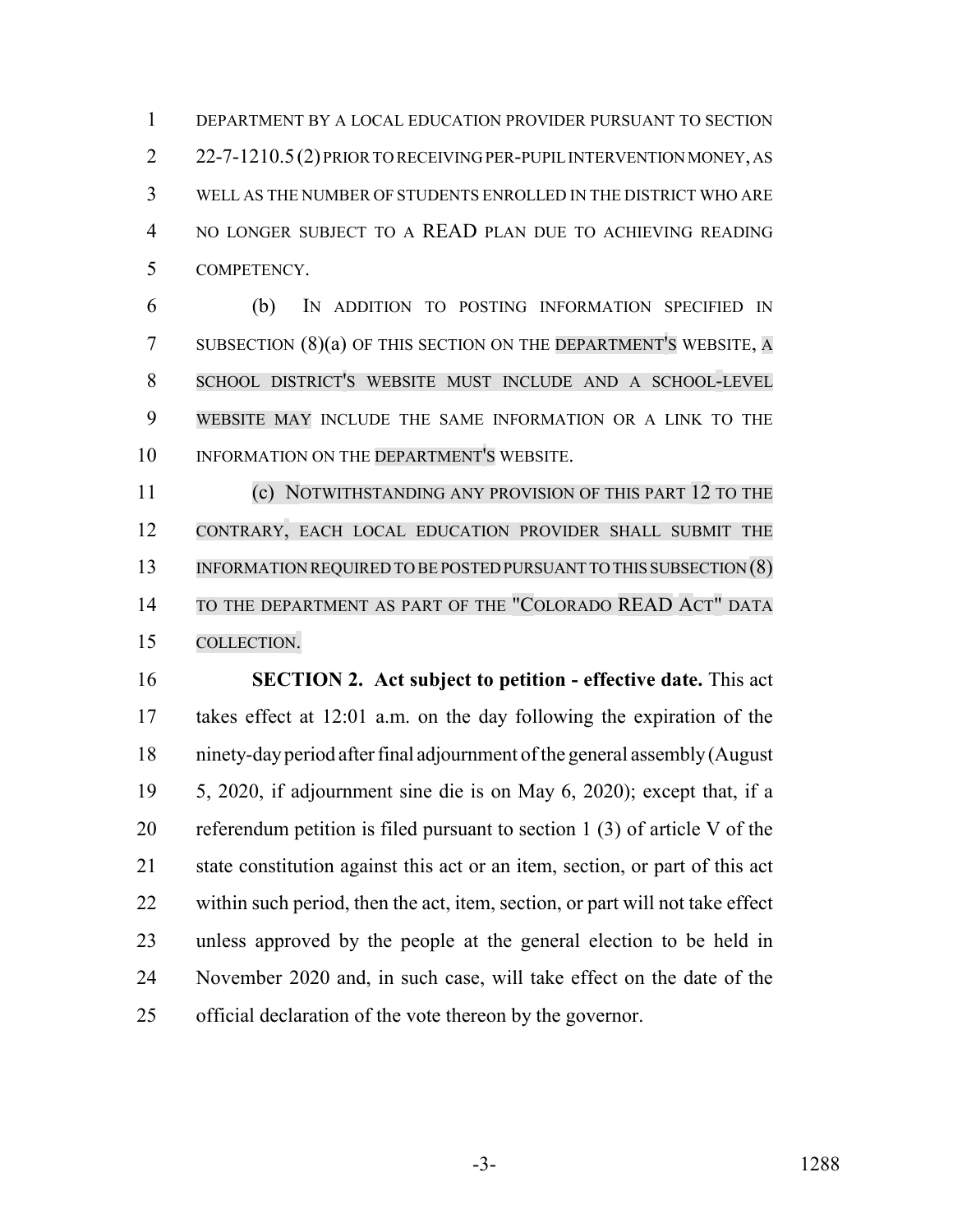DEPARTMENT BY A LOCAL EDUCATION PROVIDER PURSUANT TO SECTION 22-7-1210.5 (2) PRIOR TO RECEIVING PER-PUPIL INTERVENTION MONEY, AS WELL AS THE NUMBER OF STUDENTS ENROLLED IN THE DISTRICT WHO ARE NO LONGER SUBJECT TO A READ PLAN DUE TO ACHIEVING READING COMPETENCY.

(b) IN ADDITION TO POSTING INFORMATION SPECIFIED IN SUBSECTION (8)(a) OF THIS SECTION ON THE DEPARTMENT'S WEBSITE, A SCHOOL DISTRICT'S WEBSITE MUST INCLUDE AND A SCHOOL-LEVEL WEBSITE MAY INCLUDE THE SAME INFORMATION OR A LINK TO THE INFORMATION ON THE DEPARTMENT'S WEBSITE.

(c) NOTWITHSTANDING ANY PROVISION OF THIS PART 12 TO THE CONTRARY, EACH LOCAL EDUCATION PROVIDER SHALL SUBMIT THE INFORMATION REQUIRED TO BE POSTED PURSUANT TO THIS SUBSECTION (8) TO THE DEPARTMENT AS PART OF THE "COLORADO READ ACT" DATA COLLECTION.

**SECTION 2. Act subject to petition - effective date.** This act takes effect at 12:01 a.m. on the day following the expiration of the ninety-day period after final adjournment of the general assembly (August 5, 2020, if adjournment sine die is on May 6, 2020); except that, if a referendum petition is filed pursuant to section 1 (3) of article V of the state constitution against this act or an item, section, or part of this act within such period, then the act, item, section, or part will not take effect unless approved by the people at the general election to be held in November 2020 and, in such case, will take effect on the date of the official declaration of the vote thereon by the governor.